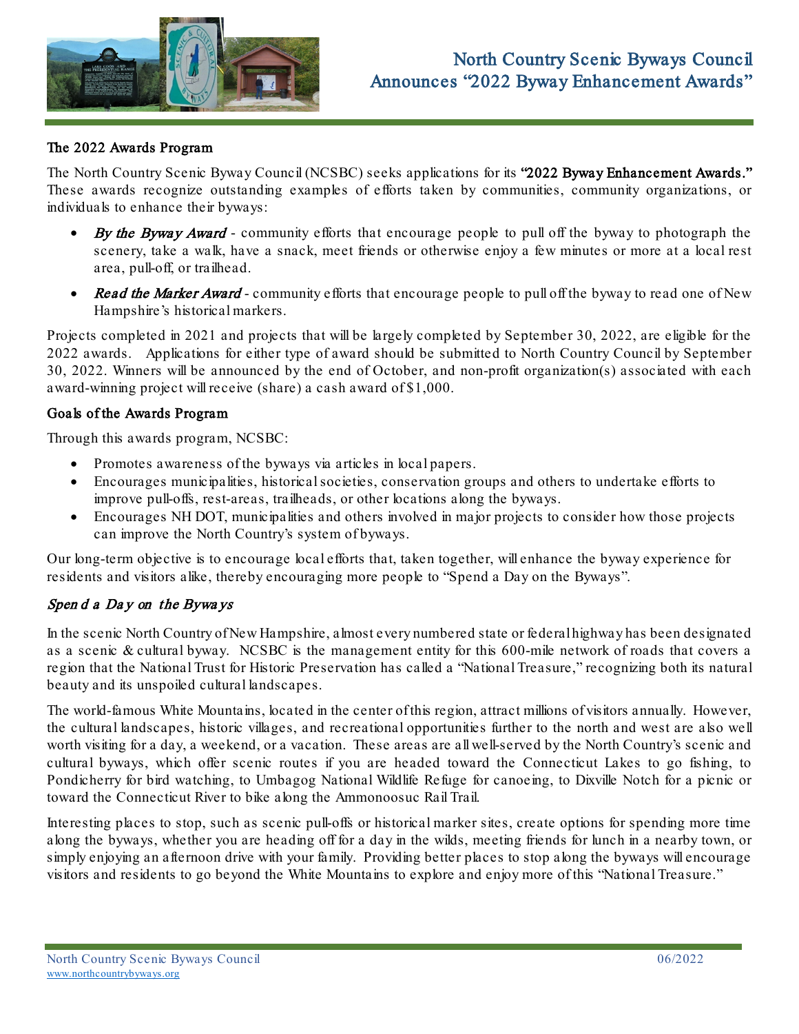# North Country Scenic Byways Council Announces "2022 Byway Enhancement Awards"

## The 2022 Awards Program

The North Country Scenic Byway Council (NCSBC) seeks applications for its **"2022 Byway Enhancement Awards."** These awards recognize outstanding examples of efforts taken by communities, community organizations, or individuals to enhance their byways:

- ***By the Byway Award*** - community efforts that encourage people to pull off the byway to photograph the scenery, take a walk, have a snack, meet friends or otherwise enjoy a few minutes or more at a local rest area, pull-off, or trailhead.
- ***Read the Marker Award*** - community efforts that encourage people to pull off the byway to read one of New Hampshire's historical markers.

Projects completed in 2021 and projects that will be largely completed by September 30, 2022, are eligible for the 2022 awards. Applications for either type of award should be submitted to North Country Council by September 30, 2022. Winners will be announced by the end of October, and non-profit organization(s) associated with each award-winning project will receive (share) a cash award of $1,000.

## Goals of the Awards Program

Through this awards program, NCSBC:

- Promotes awareness of the byways via articles in local papers.
- Encourages municipalities, historical societies, conservation groups and others to undertake efforts to improve pull-offs, rest-areas, trailheads, or other locations along the byways.
- Encourages NH DOT, municipalities and others involved in major projects to consider how those projects can improve the North Country's system of byways.

Our long-term objective is to encourage local efforts that, taken together, will enhance the byway experience for residents and visitors alike, thereby encouraging more people to "Spend a Day on the Byways".

## *Spend a Day on the Byways*

In the scenic North Country of New Hampshire, almost every numbered state or federal highway has been designated as a scenic & cultural byway. NCSBC is the management entity for this 600-mile network of roads that covers a region that the National Trust for Historic Preservation has called a "National Treasure," recognizing both its natural beauty and its unspoiled cultural landscapes.

The world-famous White Mountains, located in the center of this region, attract millions of visitors annually. However, the cultural landscapes, historic villages, and recreational opportunities further to the north and west are also well worth visiting for a day, a weekend, or a vacation. These areas are all well-served by the North Country's scenic and cultural byways, which offer scenic routes if you are headed toward the Connecticut Lakes to go fishing, to Pondicherry for bird watching, to Umbagog National Wildlife Refuge for canoeing, to Dixville Notch for a picnic or toward the Connecticut River to bike along the Ammonoosuc Rail Trail.

Interesting places to stop, such as scenic pull-offs or historical marker sites, create options for spending more time along the byways, whether you are heading off for a day in the wilds, meeting friends for lunch in a nearby town, or simply enjoying an afternoon drive with your family. Providing better places to stop along the byways will encourage visitors and residents to go beyond the White Mountains to explore and enjoy more of this "National Treasure."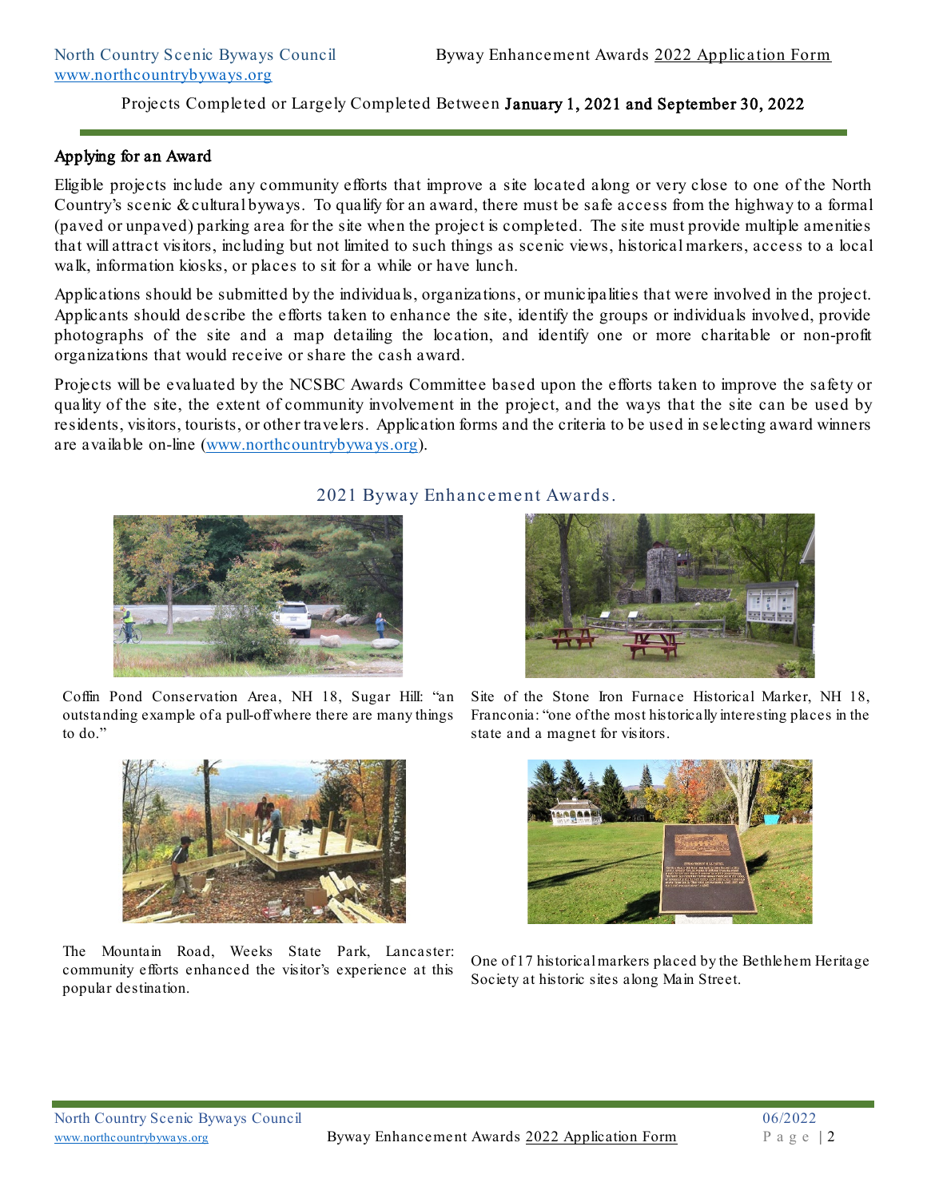Projects Completed or Largely Completed Between **January 1, 2021 and September 30, 2022**

## Applying for an Award

Eligible projects include any community efforts that improve a site located along or very close to one of the North Country's scenic & cultural byways. To qualify for an award, there must be safe access from the highway to a formal (paved or unpaved) parking area for the site when the project is completed. The site must provide multiple amenities that will attract visitors, including but not limited to such things as scenic views, historical markers, access to a local walk, information kiosks, or places to sit for a while or have lunch.

Applications should be submitted by the individuals, organizations, or municipalities that were involved in the project. Applicants should describe the efforts taken to enhance the site, identify the groups or individuals involved, provide photographs of the site and a map detailing the location, and identify one or more charitable or non-profit organizations that would receive or share the cash award.

Projects will be evaluated by the NCSBC Awards Committee based upon the efforts taken to improve the safety or quality of the site, the extent of community involvement in the project, and the ways that the site can be used by residents, visitors, tourists, or other travelers. Application forms and the criteria to be used in selecting award winners are available on-line (www.northcountrybyways.org).

## 2021 Byway Enhancement Awards.

Coffin Pond Conservation Area, NH 18, Sugar Hill: "an outstanding example of a pull-off where there are many things to do."

Site of the Stone Iron Furnace Historical Marker, NH 18, Franconia: "one of the most historically interesting places in the state and a magnet for visitors.

The Mountain Road, Weeks State Park, Lancaster: community efforts enhanced the visitor's experience at this popular destination.

One of 17 historical markers placed by the Bethlehem Heritage Society at historic sites along Main Street.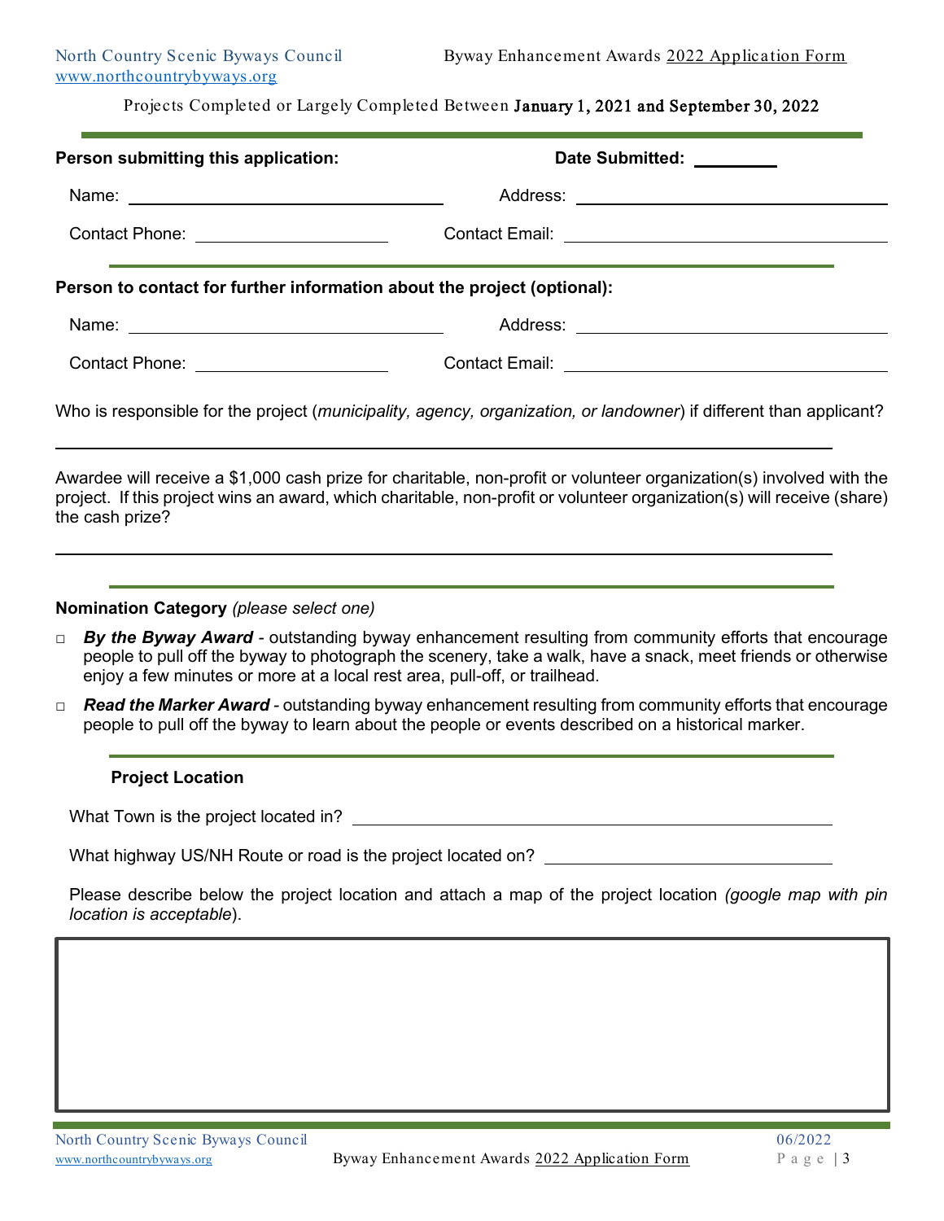Projects Completed or Largely Completed Between **January 1, 2021 and September 30, 2022**

---

**Person submitting this application:** **Date Submitted:** \_\_\_\_\_\_\_\_\_

Name: \_\_\_\_\_\_\_\_\_\_\_\_\_\_\_\_\_\_\_\_\_\_\_\_\_\_\_\_\_\_\_\_ Address: \_\_\_\_\_\_\_\_\_\_\_\_\_\_\_\_\_\_\_\_\_\_\_\_\_\_\_\_\_\_\_\_

Contact Phone: \_\_\_\_\_\_\_\_\_\_\_\_\_\_\_\_\_\_\_\_ Contact Email: \_\_\_\_\_\_\_\_\_\_\_\_\_\_\_\_\_\_\_\_\_\_\_\_\_\_\_\_\_\_\_\_

---

**Person to contact for further information about the project (optional):**

Name: \_\_\_\_\_\_\_\_\_\_\_\_\_\_\_\_\_\_\_\_\_\_\_\_\_\_\_\_\_\_\_\_ Address: \_\_\_\_\_\_\_\_\_\_\_\_\_\_\_\_\_\_\_\_\_\_\_\_\_\_\_\_\_\_\_\_

Contact Phone: \_\_\_\_\_\_\_\_\_\_\_\_\_\_\_\_\_\_\_\_ Contact Email: \_\_\_\_\_\_\_\_\_\_\_\_\_\_\_\_\_\_\_\_\_\_\_\_\_\_\_\_\_\_\_\_

Who is responsible for the project (*municipality, agency, organization, or landowner*) if different than applicant?

\_\_\_\_\_\_\_\_\_\_\_\_\_\_\_\_\_\_\_\_\_\_\_\_\_\_\_\_\_\_\_\_\_\_\_\_\_\_\_\_\_\_\_\_\_\_\_\_\_\_\_\_\_\_\_\_\_\_\_\_\_\_\_\_\_\_\_\_\_\_

Awardee will receive a $1,000 cash prize for charitable, non-profit or volunteer organization(s) involved with the project. If this project wins an award, which charitable, non-profit or volunteer organization(s) will receive (share) the cash prize?

\_\_\_\_\_\_\_\_\_\_\_\_\_\_\_\_\_\_\_\_\_\_\_\_\_\_\_\_\_\_\_\_\_\_\_\_\_\_\_\_\_\_\_\_\_\_\_\_\_\_\_\_\_\_\_\_\_\_\_\_\_\_\_\_\_\_\_\_\_\_

---

**Nomination Category** *(please select one)*

- ☐ ***By the Byway Award*** - outstanding byway enhancement resulting from community efforts that encourage people to pull off the byway to photograph the scenery, take a walk, have a snack, meet friends or otherwise enjoy a few minutes or more at a local rest area, pull-off, or trailhead.
- ☐ ***Read the Marker Award*** - outstanding byway enhancement resulting from community efforts that encourage people to pull off the byway to learn about the people or events described on a historical marker.

---

**Project Location**

What Town is the project located in? \_\_\_\_\_\_\_\_\_\_\_\_\_\_\_\_\_\_\_\_\_\_\_\_\_\_\_\_\_\_\_\_\_\_\_\_\_\_\_\_

What highway US/NH Route or road is the project located on? \_\_\_\_\_\_\_\_\_\_\_\_\_\_\_\_\_\_\_\_\_\_\_\_\_\_\_\_

Please describe below the project location and attach a map of the project location *(google map with pin location is acceptable*).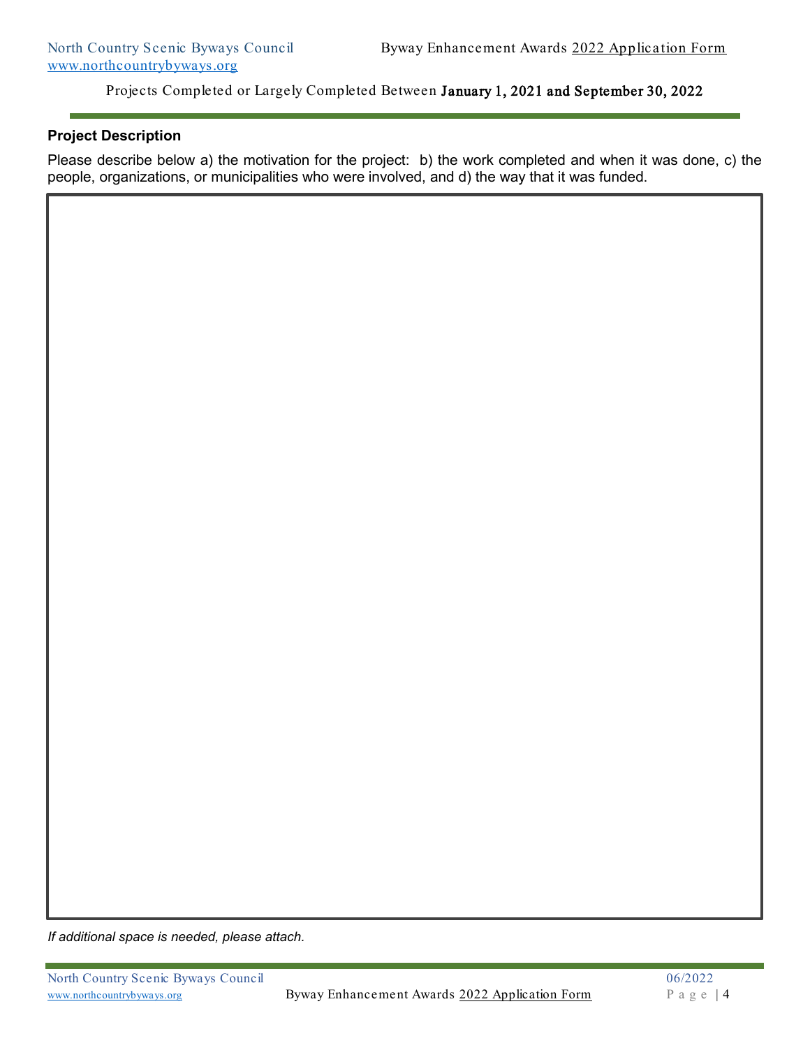Projects Completed or Largely Completed Between **January 1, 2021 and September 30, 2022**

### Project Description

Please describe below a) the motivation for the project: b) the work completed and when it was done, c) the people, organizations, or municipalities who were involved, and d) the way that it was funded.

*If additional space is needed, please attach.*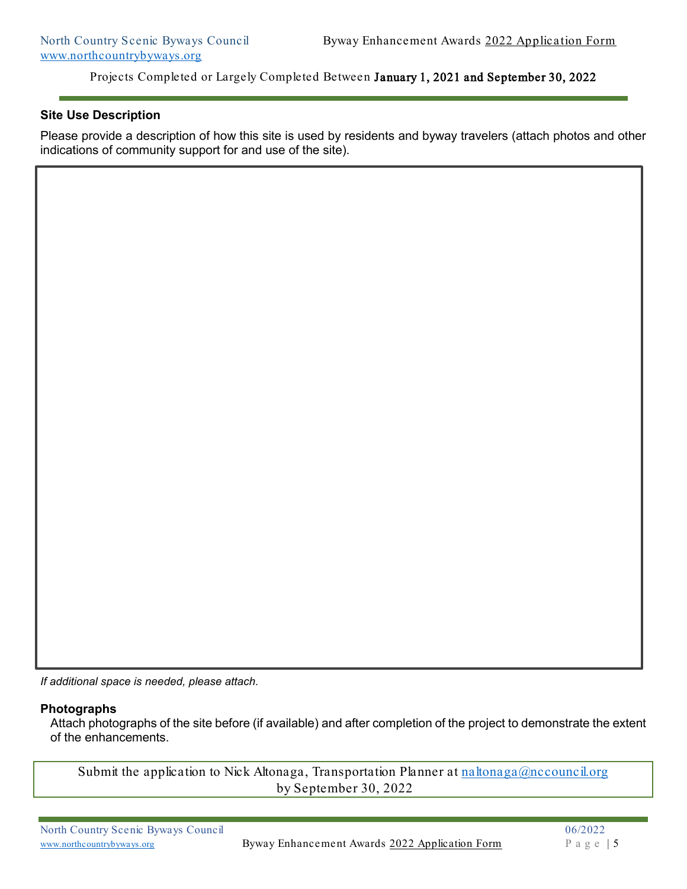### Site Use Description

Please provide a description of how this site is used by residents and byway travelers (attach photos and other indications of community support for and use of the site).

*If additional space is needed, please attach.*

### Photographs

Attach photographs of the site before (if available) and after completion of the project to demonstrate the extent of the enhancements.

Submit the application to Nick Altonaga, Transportation Planner at [naltonaga@nccouncil.org](mailto:naltonaga@nccouncil.org) by September 30, 2022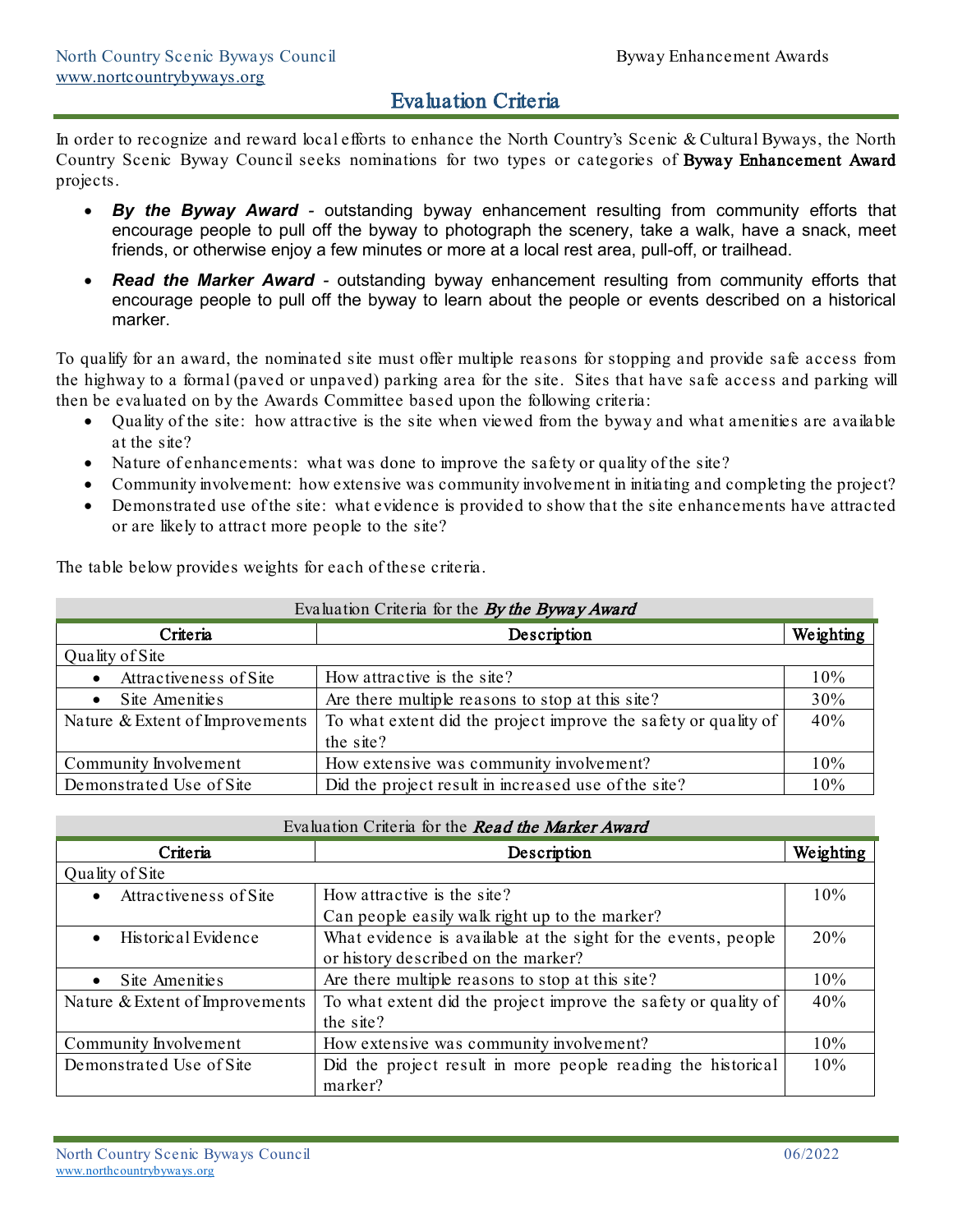# Evaluation Criteria

In order to recognize and reward local efforts to enhance the North Country's Scenic & Cultural Byways, the North Country Scenic Byway Council seeks nominations for two types or categories of **Byway Enhancement Award** projects.

- ***By the Byway Award*** - outstanding byway enhancement resulting from community efforts that encourage people to pull off the byway to photograph the scenery, take a walk, have a snack, meet friends, or otherwise enjoy a few minutes or more at a local rest area, pull-off, or trailhead.
- ***Read the Marker Award*** - outstanding byway enhancement resulting from community efforts that encourage people to pull off the byway to learn about the people or events described on a historical marker.

To qualify for an award, the nominated site must offer multiple reasons for stopping and provide safe access from the highway to a formal (paved or unpaved) parking area for the site. Sites that have safe access and parking will then be evaluated on by the Awards Committee based upon the following criteria:

- Quality of the site: how attractive is the site when viewed from the byway and what amenities are available at the site?
- Nature of enhancements: what was done to improve the safety or quality of the site?
- Community involvement: how extensive was community involvement in initiating and completing the project?
- Demonstrated use of the site: what evidence is provided to show that the site enhancements have attracted or are likely to attract more people to the site?

The table below provides weights for each of these criteria.

Evaluation Criteria for the *By the Byway Award*

| Criteria | Description | Weighting |
|---|---|---|
| Quality of Site | | |
| • Attractiveness of Site | How attractive is the site? | 10% |
| • Site Amenities | Are there multiple reasons to stop at this site? | 30% |
| Nature & Extent of Improvements | To what extent did the project improve the safety or quality of the site? | 40% |
| Community Involvement | How extensive was community involvement? | 10% |
| Demonstrated Use of Site | Did the project result in increased use of the site? | 10% |

Evaluation Criteria for the *Read the Marker Award*

| Criteria | Description | Weighting |
|---|---|---|
| Quality of Site | | |
| • Attractiveness of Site | How attractive is the site?<br>Can people easily walk right up to the marker? | 10% |
| • Historical Evidence | What evidence is available at the sight for the events, people or history described on the marker? | 20% |
| • Site Amenities | Are there multiple reasons to stop at this site? | 10% |
| Nature & Extent of Improvements | To what extent did the project improve the safety or quality of the site? | 40% |
| Community Involvement | How extensive was community involvement? | 10% |
| Demonstrated Use of Site | Did the project result in more people reading the historical marker? | 10% |